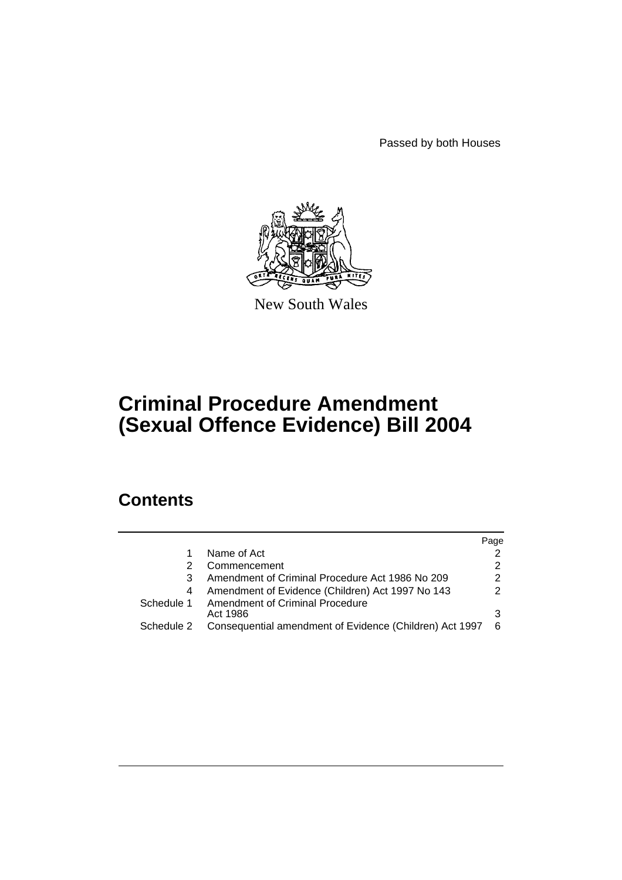Passed by both Houses

New South Wales

# Criminal Procedure Amendment (Sexual Offence Evidence) Bill 2004

## Contents

| | | Page |
|---|---|---|
| 1 | Name of Act | 2 |
| 2 | Commencement | 2 |
| 3 | Amendment of Criminal Procedure Act 1986 No 209 | 2 |
| 4 | Amendment of Evidence (Children) Act 1997 No 143 | 2 |
| Schedule 1 | Amendment of Criminal Procedure Act 1986 | 3 |
| Schedule 2 | Consequential amendment of Evidence (Children) Act 1997 | 6 |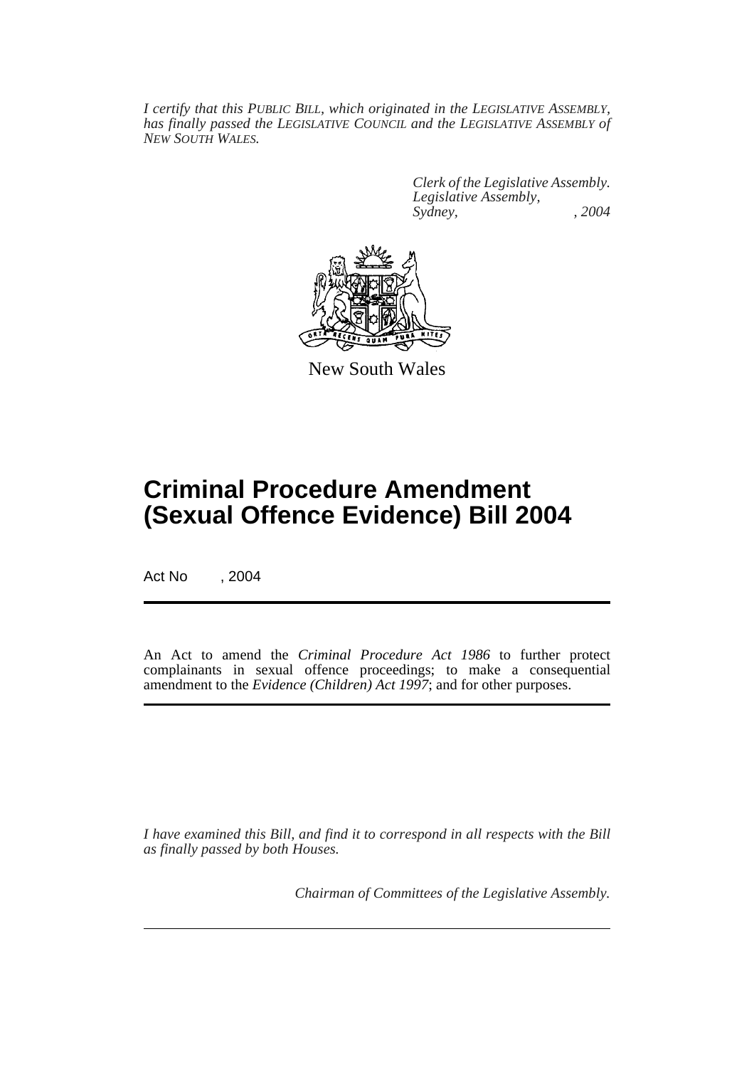*I certify that this PUBLIC BILL, which originated in the LEGISLATIVE ASSEMBLY, has finally passed the LEGISLATIVE COUNCIL and the LEGISLATIVE ASSEMBLY of NEW SOUTH WALES.*

*Clerk of the Legislative Assembly.*
*Legislative Assembly,*
*Sydney, , 2004*

New South Wales

# Criminal Procedure Amendment (Sexual Offence Evidence) Bill 2004

Act No , 2004

An Act to amend the *Criminal Procedure Act 1986* to further protect complainants in sexual offence proceedings; to make a consequential amendment to the *Evidence (Children) Act 1997*; and for other purposes.

*I have examined this Bill, and find it to correspond in all respects with the Bill as finally passed by both Houses.*

*Chairman of Committees of the Legislative Assembly.*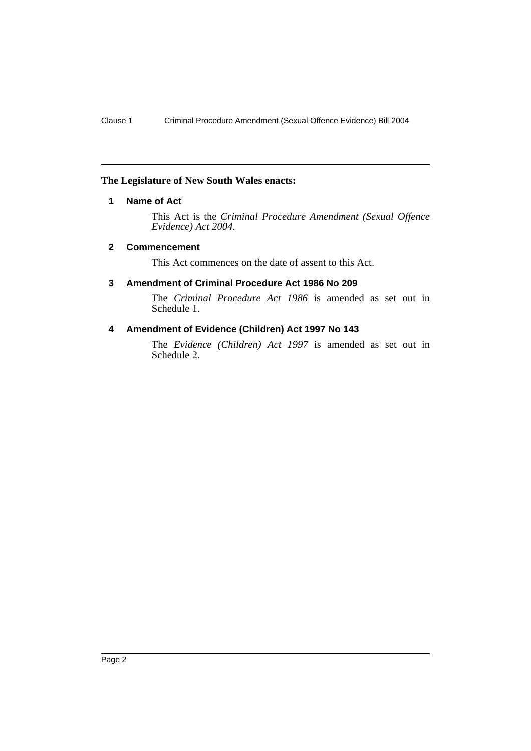**The Legislature of New South Wales enacts:**

### 1 Name of Act

This Act is the *Criminal Procedure Amendment (Sexual Offence Evidence) Act 2004*.

### 2 Commencement

This Act commences on the date of assent to this Act.

### 3 Amendment of Criminal Procedure Act 1986 No 209

The *Criminal Procedure Act 1986* is amended as set out in Schedule 1.

### 4 Amendment of Evidence (Children) Act 1997 No 143

The *Evidence (Children) Act 1997* is amended as set out in Schedule 2.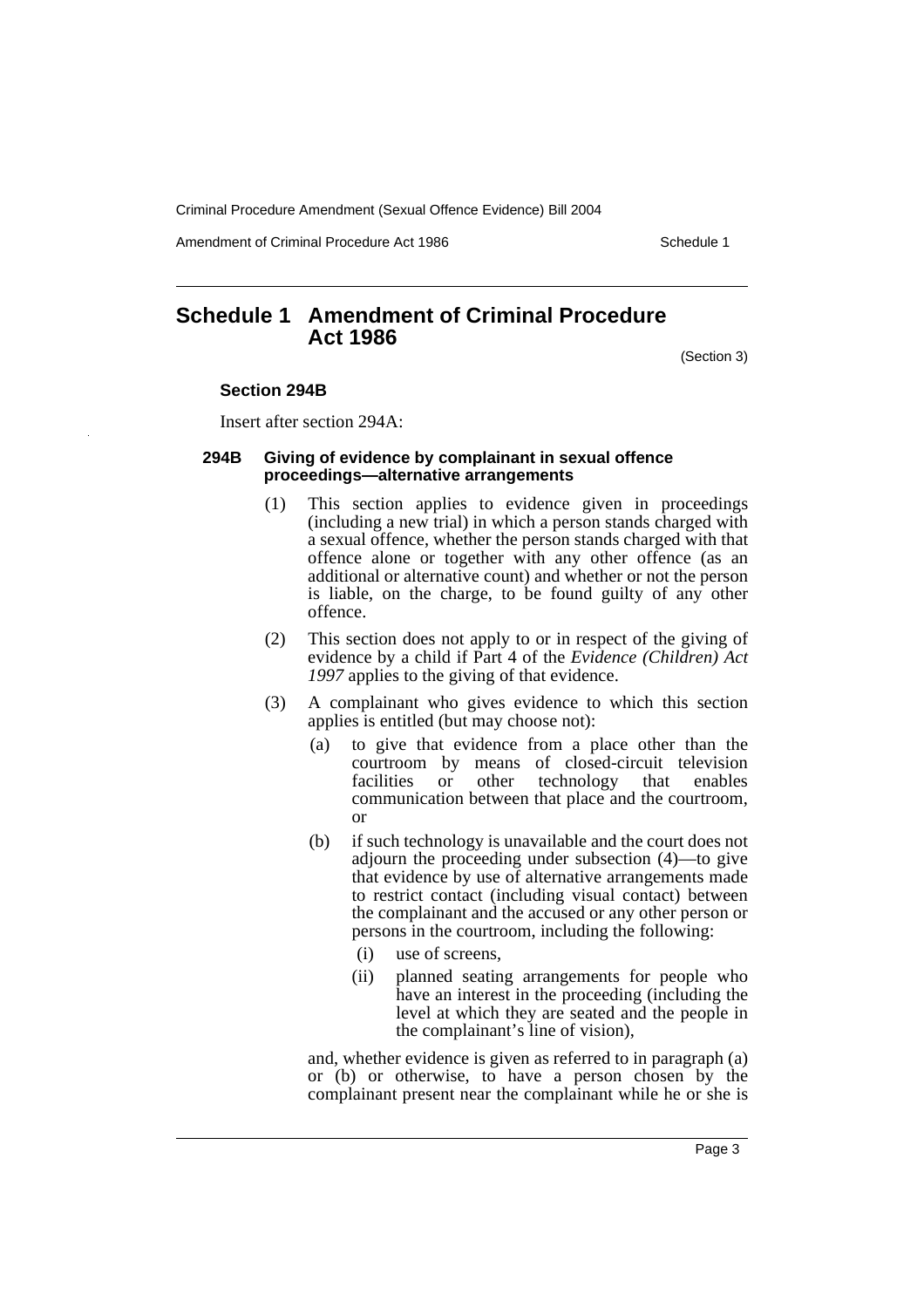## Schedule 1 Amendment of Criminal Procedure Act 1986

(Section 3)

### Section 294B

Insert after section 294A:

#### 294B Giving of evidence by complainant in sexual offence proceedings—alternative arrangements

(1) This section applies to evidence given in proceedings (including a new trial) in which a person stands charged with a sexual offence, whether the person stands charged with that offence alone or together with any other offence (as an additional or alternative count) and whether or not the person is liable, on the charge, to be found guilty of any other offence.

(2) This section does not apply to or in respect of the giving of evidence by a child if Part 4 of the *Evidence (Children) Act 1997* applies to the giving of that evidence.

(3) A complainant who gives evidence to which this section applies is entitled (but may choose not):

(a) to give that evidence from a place other than the courtroom by means of closed-circuit television facilities or other technology that enables communication between that place and the courtroom, or

(b) if such technology is unavailable and the court does not adjourn the proceeding under subsection (4)—to give that evidence by use of alternative arrangements made to restrict contact (including visual contact) between the complainant and the accused or any other person or persons in the courtroom, including the following:

(i) use of screens,

(ii) planned seating arrangements for people who have an interest in the proceeding (including the level at which they are seated and the people in the complainant's line of vision),

and, whether evidence is given as referred to in paragraph (a) or (b) or otherwise, to have a person chosen by the complainant present near the complainant while he or she is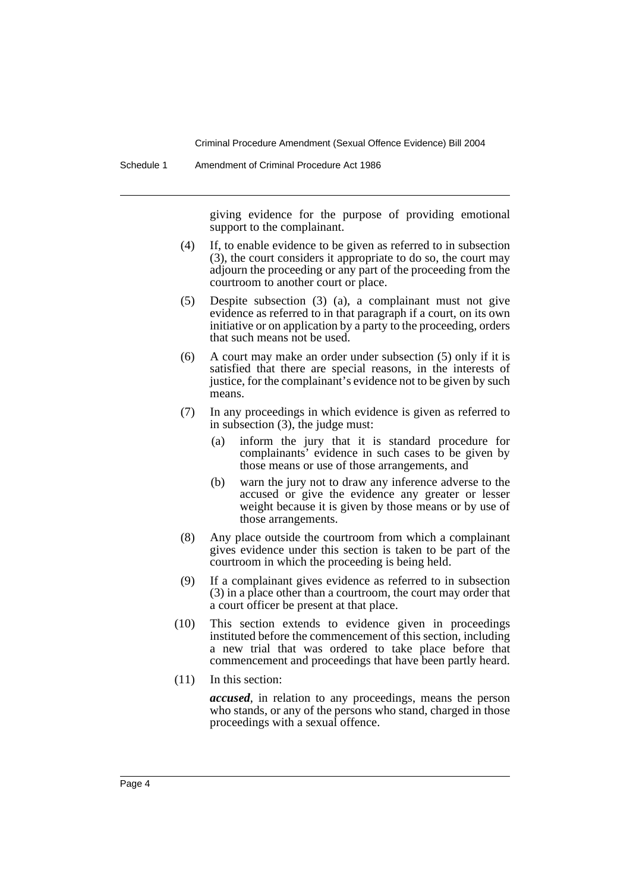giving evidence for the purpose of providing emotional support to the complainant.

(4) If, to enable evidence to be given as referred to in subsection (3), the court considers it appropriate to do so, the court may adjourn the proceeding or any part of the proceeding from the courtroom to another court or place.

(5) Despite subsection (3) (a), a complainant must not give evidence as referred to in that paragraph if a court, on its own initiative or on application by a party to the proceeding, orders that such means not be used.

(6) A court may make an order under subsection (5) only if it is satisfied that there are special reasons, in the interests of justice, for the complainant's evidence not to be given by such means.

(7) In any proceedings in which evidence is given as referred to in subsection (3), the judge must:

- (a) inform the jury that it is standard procedure for complainants' evidence in such cases to be given by those means or use of those arrangements, and
- (b) warn the jury not to draw any inference adverse to the accused or give the evidence any greater or lesser weight because it is given by those means or by use of those arrangements.

(8) Any place outside the courtroom from which a complainant gives evidence under this section is taken to be part of the courtroom in which the proceeding is being held.

(9) If a complainant gives evidence as referred to in subsection (3) in a place other than a courtroom, the court may order that a court officer be present at that place.

(10) This section extends to evidence given in proceedings instituted before the commencement of this section, including a new trial that was ordered to take place before that commencement and proceedings that have been partly heard.

(11) In this section:

***accused***, in relation to any proceedings, means the person who stands, or any of the persons who stand, charged in those proceedings with a sexual offence.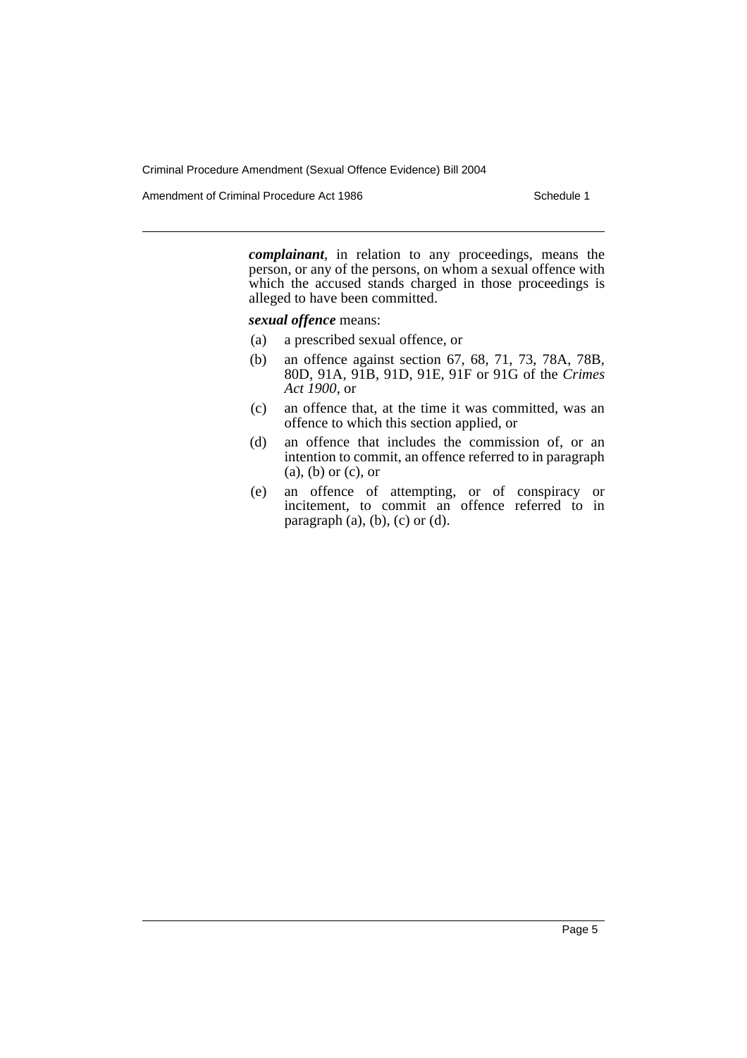***complainant***, in relation to any proceedings, means the person, or any of the persons, on whom a sexual offence with which the accused stands charged in those proceedings is alleged to have been committed.

***sexual offence*** means:

(a) a prescribed sexual offence, or

(b) an offence against section 67, 68, 71, 73, 78A, 78B, 80D, 91A, 91B, 91D, 91E, 91F or 91G of the *Crimes Act 1900*, or

(c) an offence that, at the time it was committed, was an offence to which this section applied, or

(d) an offence that includes the commission of, or an intention to commit, an offence referred to in paragraph (a), (b) or (c), or

(e) an offence of attempting, or of conspiracy or incitement, to commit an offence referred to in paragraph (a), (b), (c) or (d).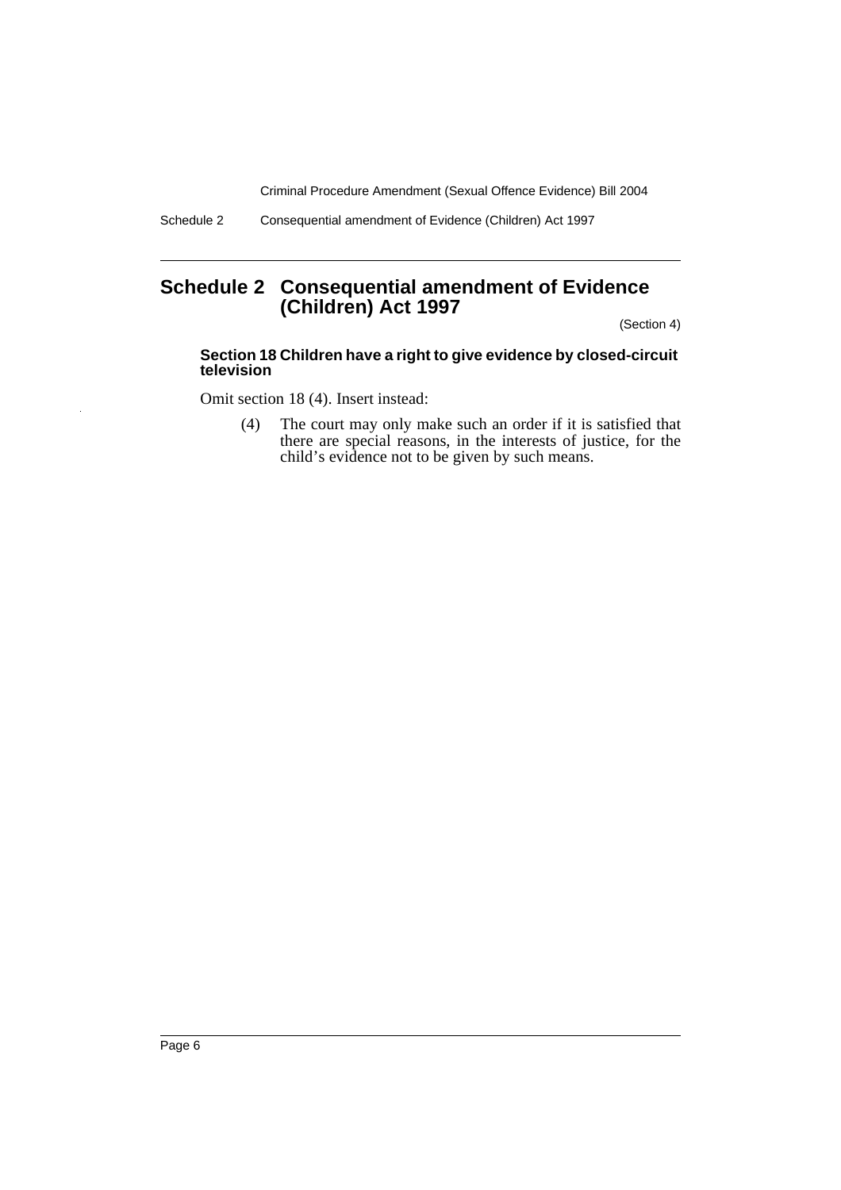## Schedule 2 Consequential amendment of Evidence (Children) Act 1997

(Section 4)

**Section 18 Children have a right to give evidence by closed-circuit television**

Omit section 18 (4). Insert instead:

(4) The court may only make such an order if it is satisfied that there are special reasons, in the interests of justice, for the child's evidence not to be given by such means.